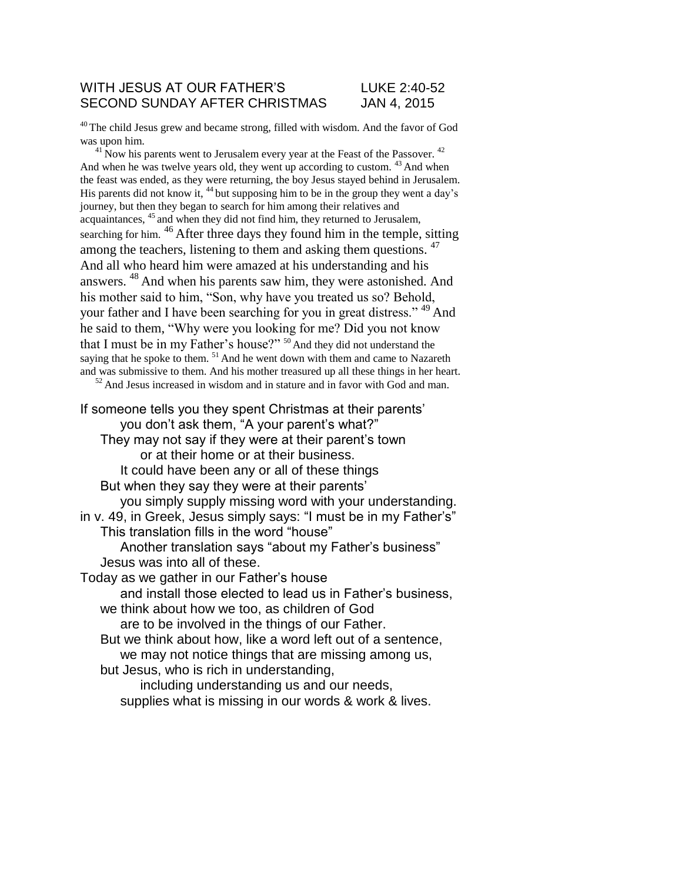# WITH JESUS AT OUR FATHER'S — LUKE 2:40-52

## SECOND SUNDAY AFTER CHRISTMAS — JAN 4, 2015

[40] The child Jesus grew and became strong, filled with wisdom. And the favor of God was upon him.

[41] Now his parents went to Jerusalem every year at the Feast of the Passover. [42] And when he was twelve years old, they went up according to custom. [43] And when the feast was ended, as they were returning, the boy Jesus stayed behind in Jerusalem. His parents did not know it, [44] but supposing him to be in the group they went a day's journey, but then they began to search for him among their relatives and acquaintances, [45] and when they did not find him, they returned to Jerusalem, searching for him. [46] After three days they found him in the temple, sitting among the teachers, listening to them and asking them questions. [47] And all who heard him were amazed at his understanding and his answers. [48] And when his parents saw him, they were astonished. And his mother said to him, "Son, why have you treated us so? Behold, your father and I have been searching for you in great distress." [49] And he said to them, "Why were you looking for me? Did you not know that I must be in my Father's house?" [50] And they did not understand the saying that he spoke to them. [51] And he went down with them and came to Nazareth and was submissive to them. And his mother treasured up all these things in her heart.

[52] And Jesus increased in wisdom and in stature and in favor with God and man.

If someone tells you they spent Christmas at their parents'
you don't ask them, "A your parent's what?"
They may not say if they were at their parent's town
or at their home or at their business.
It could have been any or all of these things
But when they say they were at their parents'
you simply supply missing word with your understanding.
in v. 49, in Greek, Jesus simply says: "I must be in my Father's"
This translation fills in the word "house"
Another translation says "about my Father's business"
Jesus was into all of these.
Today as we gather in our Father's house
and install those elected to lead us in Father's business,
we think about how we too, as children of God
are to be involved in the things of our Father.
But we think about how, like a word left out of a sentence,
we may not notice things that are missing among us,
but Jesus, who is rich in understanding,
including understanding us and our needs,
supplies what is missing in our words & work & lives.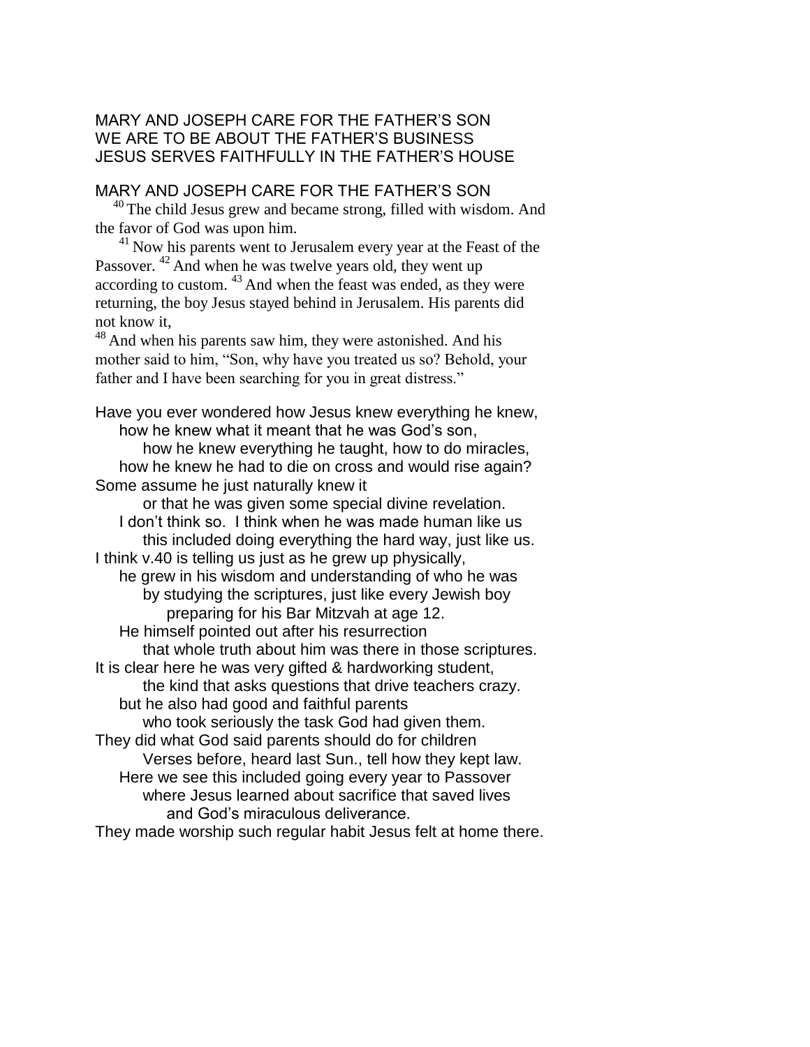MARY AND JOSEPH CARE FOR THE FATHER'S SON
WE ARE TO BE ABOUT THE FATHER'S BUSINESS
JESUS SERVES FAITHFULLY IN THE FATHER'S HOUSE

MARY AND JOSEPH CARE FOR THE FATHER'S SON

[40] The child Jesus grew and became strong, filled with wisdom. And the favor of God was upon him.

[41] Now his parents went to Jerusalem every year at the Feast of the Passover. [42] And when he was twelve years old, they went up according to custom. [43] And when the feast was ended, as they were returning, the boy Jesus stayed behind in Jerusalem. His parents did not know it,

[48] And when his parents saw him, they were astonished. And his mother said to him, "Son, why have you treated us so? Behold, your father and I have been searching for you in great distress."

Have you ever wondered how Jesus knew everything he knew,
how he knew what it meant that he was God's son,
how he knew everything he taught, how to do miracles,
how he knew he had to die on cross and would rise again?
Some assume he just naturally knew it
or that he was given some special divine revelation.
I don't think so. I think when he was made human like us
this included doing everything the hard way, just like us.
I think v.40 is telling us just as he grew up physically,
he grew in his wisdom and understanding of who he was
by studying the scriptures, just like every Jewish boy
preparing for his Bar Mitzvah at age 12.
He himself pointed out after his resurrection
that whole truth about him was there in those scriptures.
It is clear here he was very gifted & hardworking student,
the kind that asks questions that drive teachers crazy.
but he also had good and faithful parents
who took seriously the task God had given them.
They did what God said parents should do for children
Verses before, heard last Sun., tell how they kept law.
Here we see this included going every year to Passover
where Jesus learned about sacrifice that saved lives
and God's miraculous deliverance.
They made worship such regular habit Jesus felt at home there.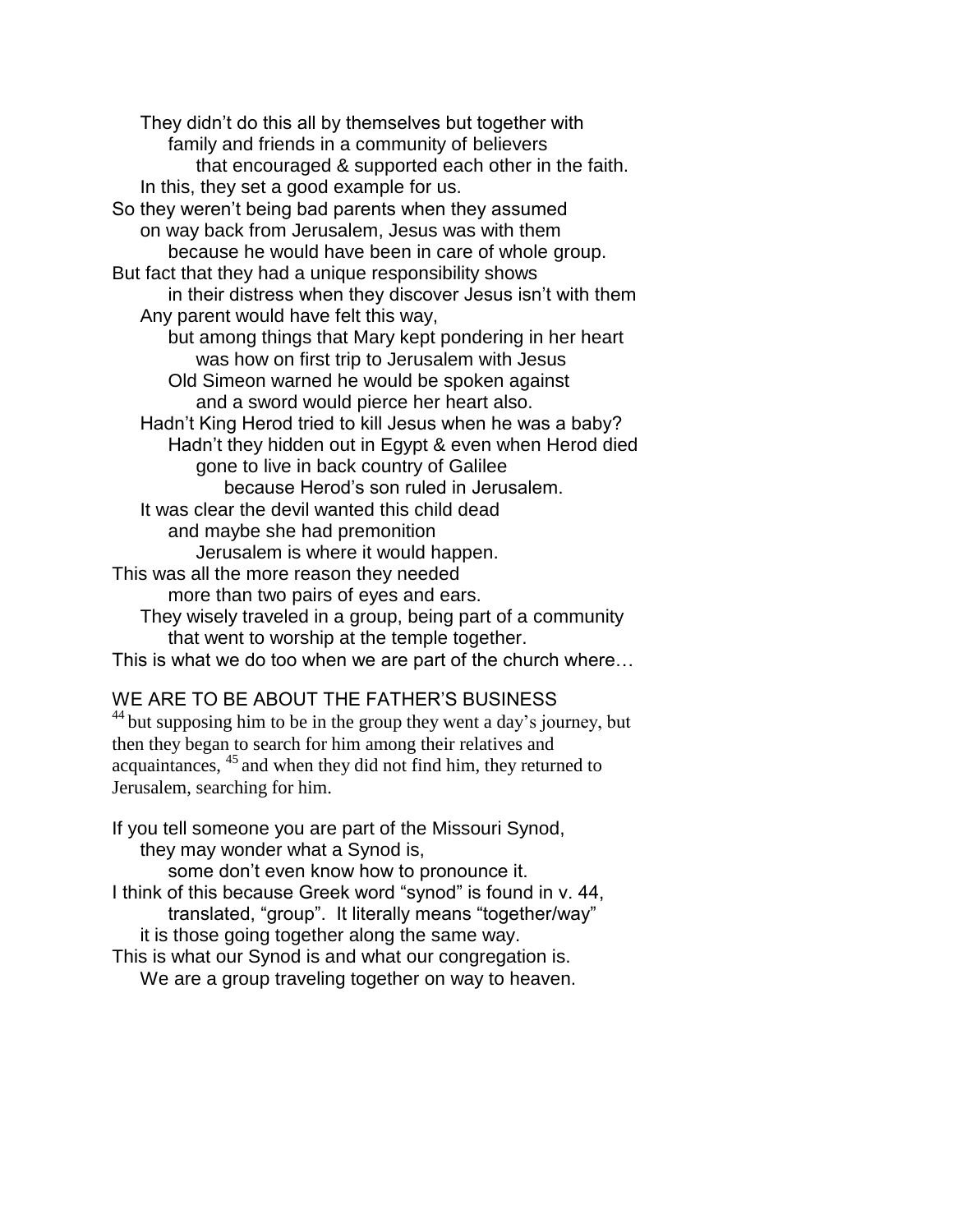They didn't do this all by themselves but together with
family and friends in a community of believers
that encouraged & supported each other in the faith.
In this, they set a good example for us.
So they weren't being bad parents when they assumed
on way back from Jerusalem, Jesus was with them
because he would have been in care of whole group.
But fact that they had a unique responsibility shows
in their distress when they discover Jesus isn't with them
Any parent would have felt this way,
but among things that Mary kept pondering in her heart
was how on first trip to Jerusalem with Jesus
Old Simeon warned he would be spoken against
and a sword would pierce her heart also.
Hadn't King Herod tried to kill Jesus when he was a baby?
Hadn't they hidden out in Egypt & even when Herod died
gone to live in back country of Galilee
because Herod's son ruled in Jerusalem.
It was clear the devil wanted this child dead
and maybe she had premonition
Jerusalem is where it would happen.
This was all the more reason they needed
more than two pairs of eyes and ears.
They wisely traveled in a group, being part of a community
that went to worship at the temple together.
This is what we do too when we are part of the church where…

## WE ARE TO BE ABOUT THE FATHER'S BUSINESS

[44] but supposing him to be in the group they went a day's journey, but then they began to search for him among their relatives and acquaintances, [45] and when they did not find him, they returned to Jerusalem, searching for him.

If you tell someone you are part of the Missouri Synod,
they may wonder what a Synod is,
some don't even know how to pronounce it.
I think of this because Greek word "synod" is found in v. 44,
translated, "group". It literally means "together/way"
it is those going together along the same way.
This is what our Synod is and what our congregation is.
We are a group traveling together on way to heaven.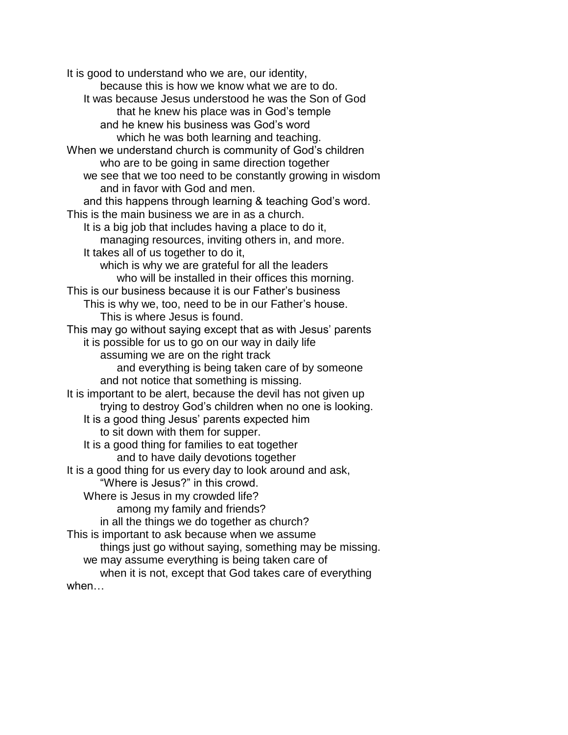It is good to understand who we are, our identity,
because this is how we know what we are to do.
It was because Jesus understood he was the Son of God
that he knew his place was in God's temple
and he knew his business was God's word
which he was both learning and teaching.
When we understand church is community of God's children
who are to be going in same direction together
we see that we too need to be constantly growing in wisdom
and in favor with God and men.
and this happens through learning & teaching God's word.
This is the main business we are in as a church.
It is a big job that includes having a place to do it,
managing resources, inviting others in, and more.
It takes all of us together to do it,
which is why we are grateful for all the leaders
who will be installed in their offices this morning.
This is our business because it is our Father's business
This is why we, too, need to be in our Father's house.
This is where Jesus is found.
This may go without saying except that as with Jesus' parents
it is possible for us to go on our way in daily life
assuming we are on the right track
and everything is being taken care of by someone
and not notice that something is missing.
It is important to be alert, because the devil has not given up
trying to destroy God's children when no one is looking.
It is a good thing Jesus' parents expected him
to sit down with them for supper.
It is a good thing for families to eat together
and to have daily devotions together
It is a good thing for us every day to look around and ask,
"Where is Jesus?" in this crowd.
Where is Jesus in my crowded life?
among my family and friends?
in all the things we do together as church?
This is important to ask because when we assume
things just go without saying, something may be missing.
we may assume everything is being taken care of
when it is not, except that God takes care of everything
when…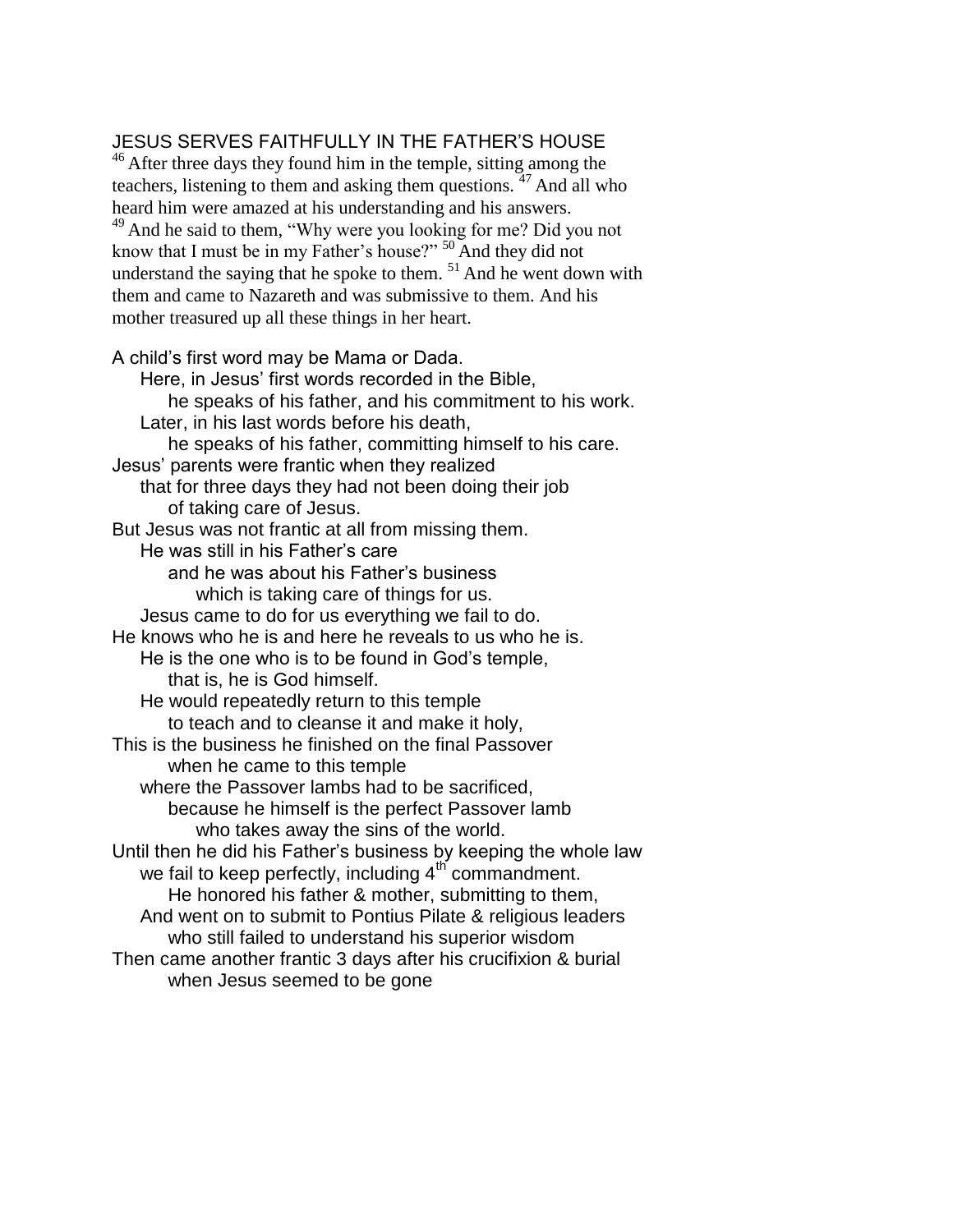## JESUS SERVES FAITHFULLY IN THE FATHER'S HOUSE

[46] After three days they found him in the temple, sitting among the teachers, listening to them and asking them questions. [47] And all who heard him were amazed at his understanding and his answers.
[49] And he said to them, "Why were you looking for me? Did you not know that I must be in my Father's house?" [50] And they did not understand the saying that he spoke to them. [51] And he went down with them and came to Nazareth and was submissive to them. And his mother treasured up all these things in her heart.

A child's first word may be Mama or Dada.
Here, in Jesus' first words recorded in the Bible,
he speaks of his father, and his commitment to his work.
Later, in his last words before his death,
he speaks of his father, committing himself to his care.
Jesus' parents were frantic when they realized
that for three days they had not been doing their job
of taking care of Jesus.
But Jesus was not frantic at all from missing them.
He was still in his Father's care
and he was about his Father's business
which is taking care of things for us.
Jesus came to do for us everything we fail to do.
He knows who he is and here he reveals to us who he is.
He is the one who is to be found in God's temple,
that is, he is God himself.
He would repeatedly return to this temple
to teach and to cleanse it and make it holy,
This is the business he finished on the final Passover
when he came to this temple
where the Passover lambs had to be sacrificed,
because he himself is the perfect Passover lamb
who takes away the sins of the world.
Until then he did his Father's business by keeping the whole law
we fail to keep perfectly, including 4th commandment.
He honored his father & mother, submitting to them,
And went on to submit to Pontius Pilate & religious leaders
who still failed to understand his superior wisdom
Then came another frantic 3 days after his crucifixion & burial
when Jesus seemed to be gone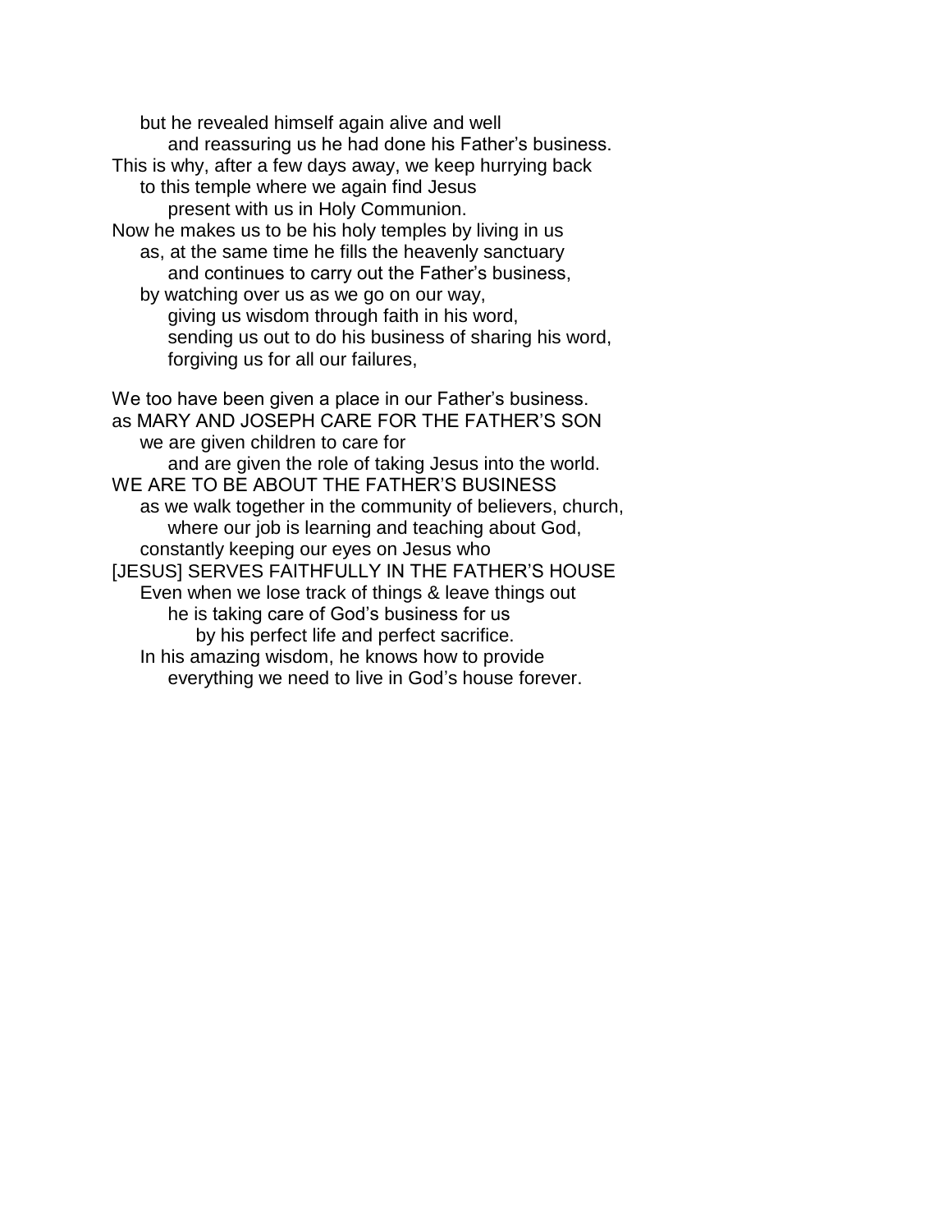but he revealed himself again alive and well
and reassuring us he had done his Father's business.
This is why, after a few days away, we keep hurrying back
to this temple where we again find Jesus
present with us in Holy Communion.
Now he makes us to be his holy temples by living in us
as, at the same time he fills the heavenly sanctuary
and continues to carry out the Father's business,
by watching over us as we go on our way,
giving us wisdom through faith in his word,
sending us out to do his business of sharing his word,
forgiving us for all our failures,

We too have been given a place in our Father's business.
as MARY AND JOSEPH CARE FOR THE FATHER'S SON
we are given children to care for
and are given the role of taking Jesus into the world.
WE ARE TO BE ABOUT THE FATHER'S BUSINESS
as we walk together in the community of believers, church,
where our job is learning and teaching about God,
constantly keeping our eyes on Jesus who
[JESUS] SERVES FAITHFULLY IN THE FATHER'S HOUSE
Even when we lose track of things & leave things out
he is taking care of God's business for us
by his perfect life and perfect sacrifice.
In his amazing wisdom, he knows how to provide
everything we need to live in God's house forever.